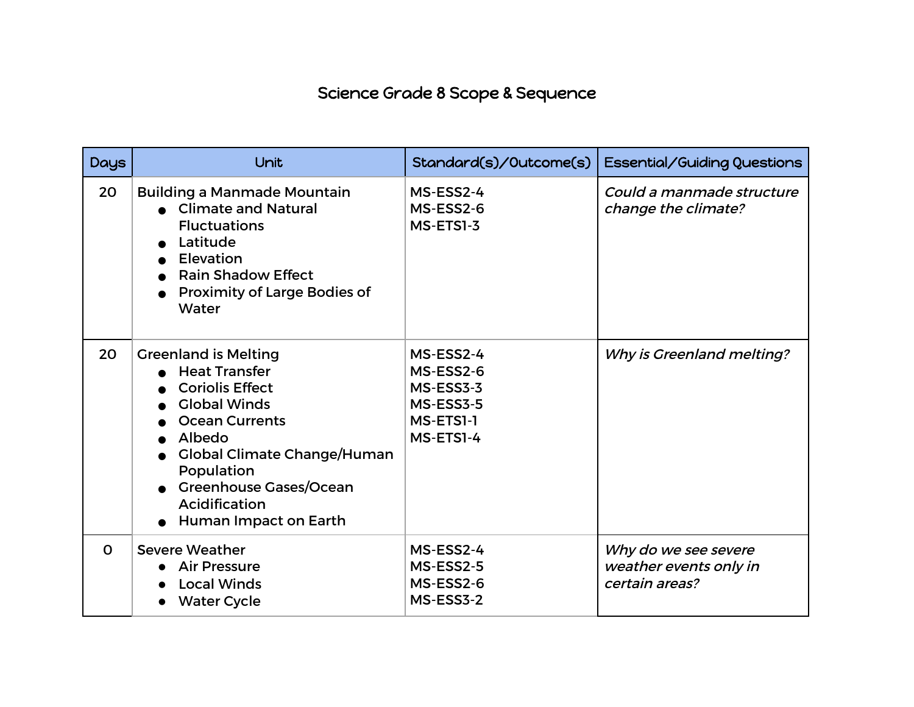# Science Grade 8 Scope & Sequence

| Days | Unit | Standard(s)/Outcome(s) | Essential/Guiding Questions |
|---|---|---|---|
| 20 | Building a Manmade Mountain<br>• Climate and Natural Fluctuations<br>• Latitude<br>• Elevation<br>• Rain Shadow Effect<br>• Proximity of Large Bodies of Water | MS-ESS2-4<br>MS-ESS2-6<br>MS-ETS1-3 | *Could a manmade structure change the climate?* |
| 20 | Greenland is Melting<br>• Heat Transfer<br>• Coriolis Effect<br>• Global Winds<br>• Ocean Currents<br>• Albedo<br>• Global Climate Change/Human Population<br>• Greenhouse Gases/Ocean Acidification<br>• Human Impact on Earth | MS-ESS2-4<br>MS-ESS2-6<br>MS-ESS3-3<br>MS-ESS3-5<br>MS-ETS1-1<br>MS-ETS1-4 | *Why is Greenland melting?* |
| 0 | Severe Weather<br>• Air Pressure<br>• Local Winds<br>• Water Cycle | MS-ESS2-4<br>MS-ESS2-5<br>MS-ESS2-6<br>MS-ESS3-2 | *Why do we see severe weather events only in certain areas?* |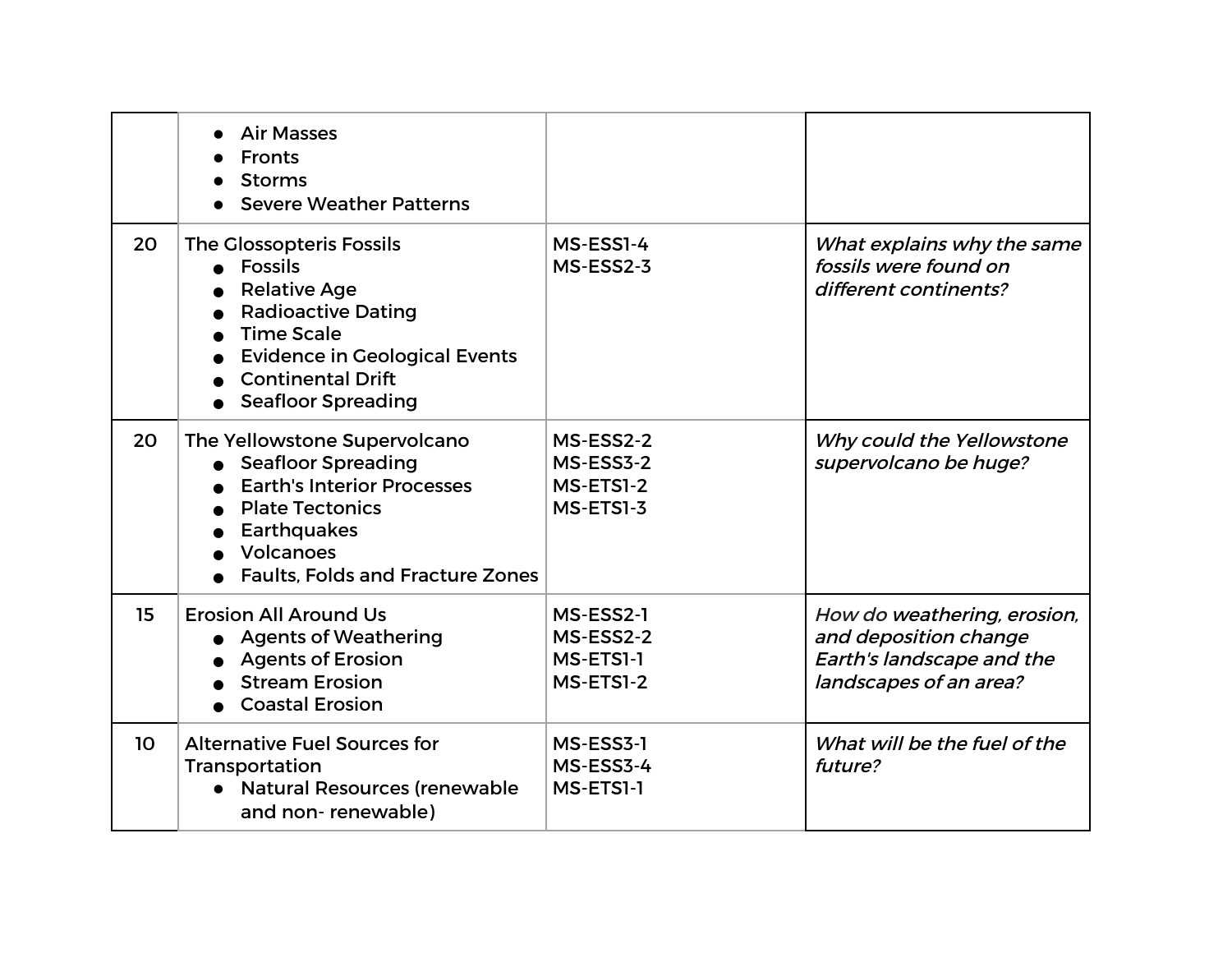| | | | |
|---|---|---|---|
| | <ul><li>Air Masses</li><li>Fronts</li><li>Storms</li><li>Severe Weather Patterns</li></ul> | | |
| 20 | The Glossopteris Fossils<ul><li>Fossils</li><li>Relative Age</li><li>Radioactive Dating</li><li>Time Scale</li><li>Evidence in Geological Events</li><li>Continental Drift</li><li>Seafloor Spreading</li></ul> | MS-ESS1-4<br>MS-ESS2-3 | *What explains why the same fossils were found on different continents?* |
| 20 | The Yellowstone Supervolcano<ul><li>Seafloor Spreading</li><li>Earth's Interior Processes</li><li>Plate Tectonics</li><li>Earthquakes</li><li>Volcanoes</li><li>Faults, Folds and Fracture Zones</li></ul> | MS-ESS2-2<br>MS-ESS3-2<br>MS-ETS1-2<br>MS-ETS1-3 | *Why could the Yellowstone supervolcano be huge?* |
| 15 | Erosion All Around Us<ul><li>Agents of Weathering</li><li>Agents of Erosion</li><li>Stream Erosion</li><li>Coastal Erosion</li></ul> | MS-ESS2-1<br>MS-ESS2-2<br>MS-ETS1-1<br>MS-ETS1-2 | *How do weathering, erosion, and deposition change Earth's landscape and the landscapes of an area?* |
| 10 | Alternative Fuel Sources for Transportation<ul><li>Natural Resources (renewable and non- renewable)</li></ul> | MS-ESS3-1<br>MS-ESS3-4<br>MS-ETS1-1 | *What will be the fuel of the future?* |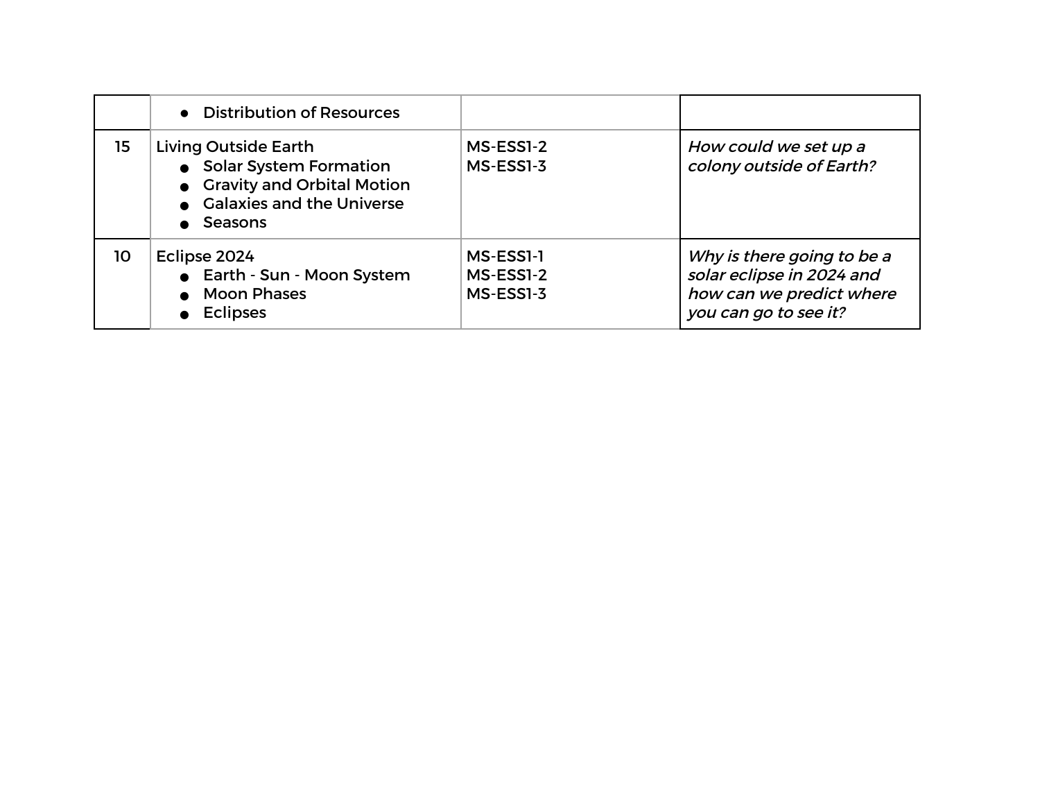| | | | |
|---|---|---|---|
| | • Distribution of Resources | | |
| 15 | Living Outside Earth<br>• Solar System Formation<br>• Gravity and Orbital Motion<br>• Galaxies and the Universe<br>• Seasons | MS-ESS1-2<br>MS-ESS1-3 | *How could we set up a colony outside of Earth?* |
| 10 | Eclipse 2024<br>• Earth - Sun - Moon System<br>• Moon Phases<br>• Eclipses | MS-ESS1-1<br>MS-ESS1-2<br>MS-ESS1-3 | *Why is there going to be a solar eclipse in 2024 and how can we predict where you can go to see it?* |